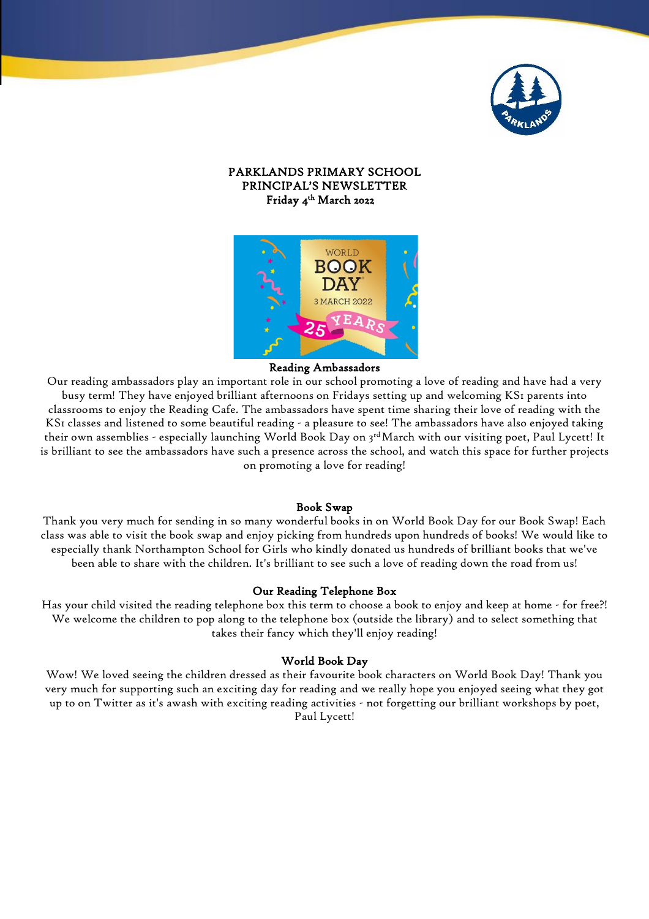# PARKLANDS PRIMARY SCHOOL
## PRINCIPAL'S NEWSLETTER
**Friday 4th March 2022**

### Reading Ambassadors

Our reading ambassadors play an important role in our school promoting a love of reading and have had a very busy term! They have enjoyed brilliant afternoons on Fridays setting up and welcoming KS1 parents into classrooms to enjoy the Reading Cafe. The ambassadors have spent time sharing their love of reading with the KS1 classes and listened to some beautiful reading - a pleasure to see! The ambassadors have also enjoyed taking their own assemblies - especially launching World Book Day on 3rd March with our visiting poet, Paul Lycett! It is brilliant to see the ambassadors have such a presence across the school, and watch this space for further projects on promoting a love for reading!

### Book Swap

Thank you very much for sending in so many wonderful books in on World Book Day for our Book Swap! Each class was able to visit the book swap and enjoy picking from hundreds upon hundreds of books! We would like to especially thank Northampton School for Girls who kindly donated us hundreds of brilliant books that we've been able to share with the children. It's brilliant to see such a love of reading down the road from us!

### Our Reading Telephone Box

Has your child visited the reading telephone box this term to choose a book to enjoy and keep at home - for free?! We welcome the children to pop along to the telephone box (outside the library) and to select something that takes their fancy which they'll enjoy reading!

### World Book Day

Wow! We loved seeing the children dressed as their favourite book characters on World Book Day! Thank you very much for supporting such an exciting day for reading and we really hope you enjoyed seeing what they got up to on Twitter as it's awash with exciting reading activities - not forgetting our brilliant workshops by poet, Paul Lycett!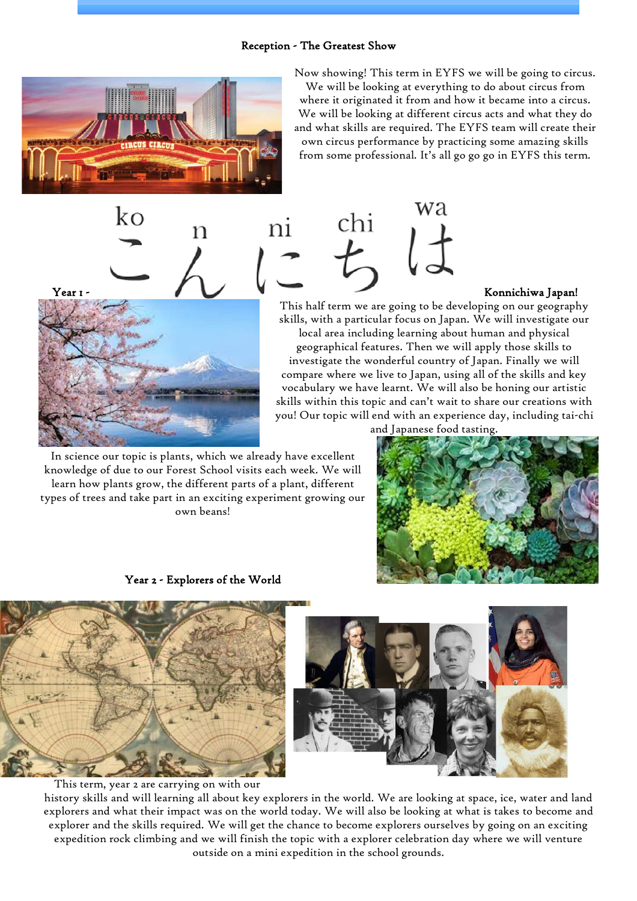### Reception - The Greatest Show

Now showing! This term in EYFS we will be going to circus. We will be looking at everything to do about circus from where it originated it from and how it became into a circus. We will be looking at different circus acts and what they do and what skills are required. The EYFS team will create their own circus performance by practicing some amazing skills from some professional. It's all go go go in EYFS this term.

### Year 1 - こんにちは Konnichiwa Japan!

This half term we are going to be developing on our geography skills, with a particular focus on Japan. We will investigate our local area including learning about human and physical geographical features. Then we will apply those skills to investigate the wonderful country of Japan. Finally we will compare where we live to Japan, using all of the skills and key vocabulary we have learnt. We will also be honing our artistic skills within this topic and can't wait to share our creations with you! Our topic will end with an experience day, including tai-chi and Japanese food tasting.

In science our topic is plants, which we already have excellent knowledge of due to our Forest School visits each week. We will learn how plants grow, the different parts of a plant, different types of trees and take part in an exciting experiment growing our own beans!

### Year 2 - Explorers of the World

This term, year 2 are carrying on with our history skills and will learning all about key explorers in the world. We are looking at space, ice, water and land explorers and what their impact was on the world today. We will also be looking at what is takes to become and explorer and the skills required. We will get the chance to become explorers ourselves by going on an exciting expedition rock climbing and we will finish the topic with a explorer celebration day where we will venture outside on a mini expedition in the school grounds.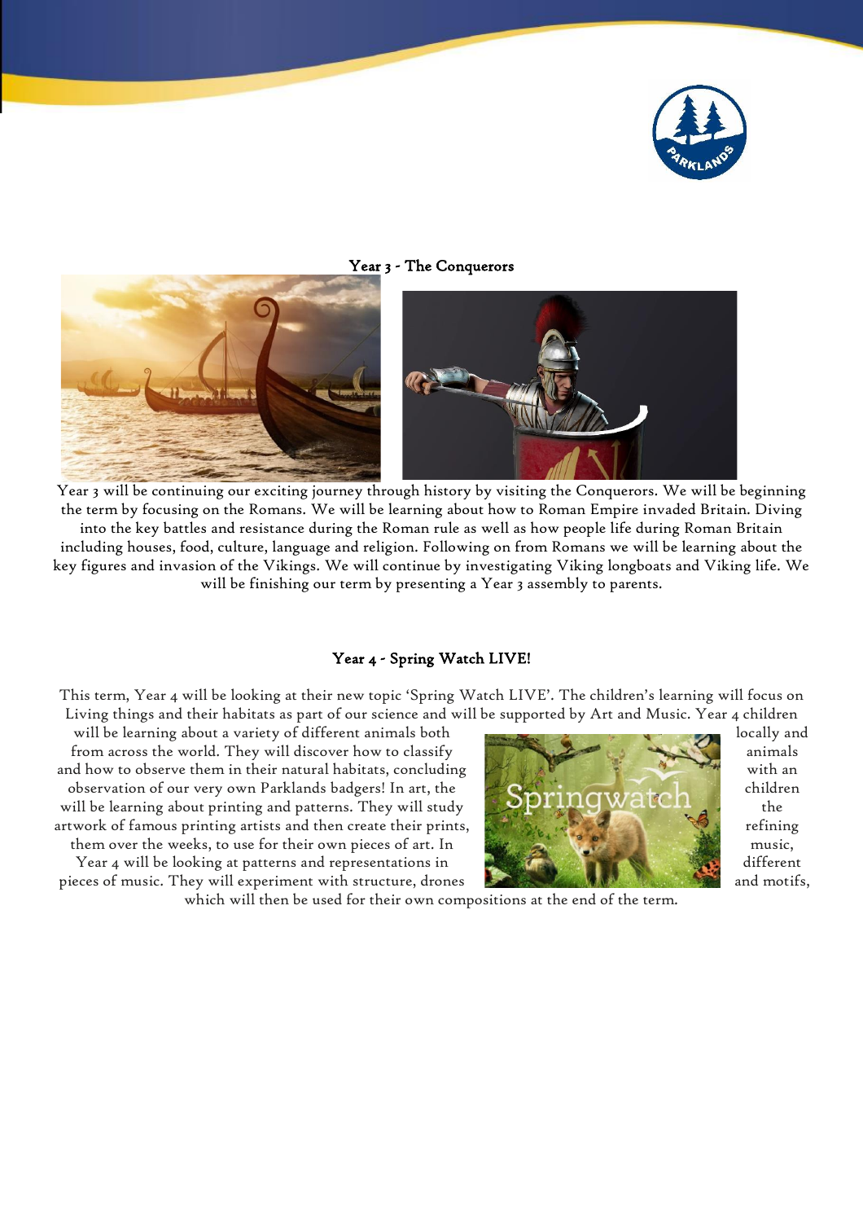## Year 3 - The Conquerors

Year 3 will be continuing our exciting journey through history by visiting the Conquerors. We will be beginning the term by focusing on the Romans. We will be learning about how to Roman Empire invaded Britain. Diving into the key battles and resistance during the Roman rule as well as how people life during Roman Britain including houses, food, culture, language and religion. Following on from Romans we will be learning about the key figures and invasion of the Vikings. We will continue by investigating Viking longboats and Viking life. We will be finishing our term by presenting a Year 3 assembly to parents.

## Year 4 - Spring Watch LIVE!

This term, Year 4 will be looking at their new topic 'Spring Watch LIVE'. The children's learning will focus on Living things and their habitats as part of our science and will be supported by Art and Music. Year 4 children will be learning about a variety of different animals both locally and from across the world. They will discover how to classify animals and how to observe them in their natural habitats, concluding with an observation of our very own Parklands badgers! In art, the children will be learning about printing and patterns. They will study the artwork of famous printing artists and then create their prints, refining them over the weeks, to use for their own pieces of art. In music, Year 4 will be looking at patterns and representations in different pieces of music. They will experiment with structure, drones and motifs, which will then be used for their own compositions at the end of the term.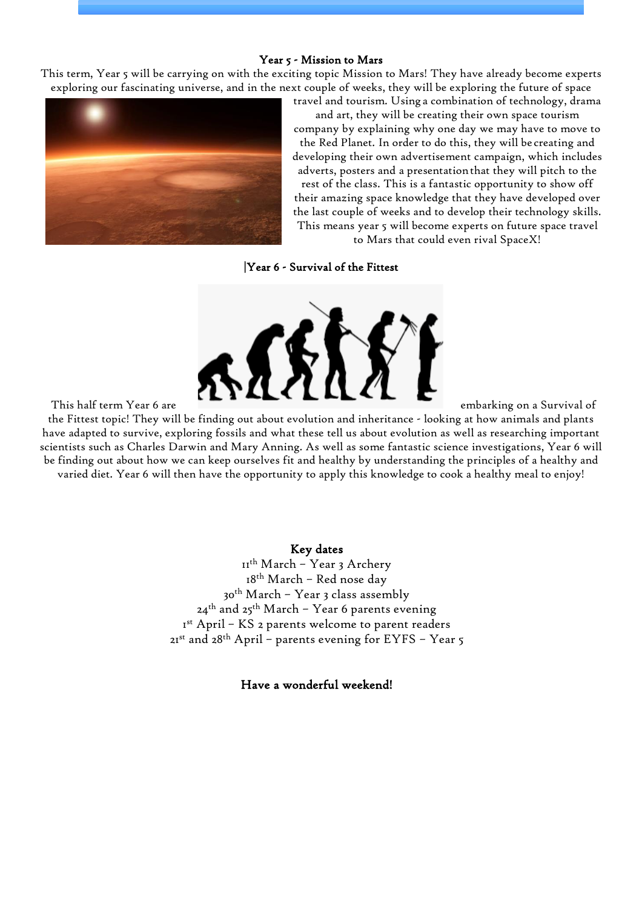**Year 5 - Mission to Mars**

This term, Year 5 will be carrying on with the exciting topic Mission to Mars! They have already become experts exploring our fascinating universe, and in the next couple of weeks, they will be exploring the future of space travel and tourism. Using a combination of technology, drama and art, they will be creating their own space tourism company by explaining why one day we may have to move to the Red Planet. In order to do this, they will be creating and developing their own advertisement campaign, which includes adverts, posters and a presentation that they will pitch to the rest of the class. This is a fantastic opportunity to show off their amazing space knowledge that they have developed over the last couple of weeks and to develop their technology skills. This means year 5 will become experts on future space travel to Mars that could even rival SpaceX!

**|Year 6 - Survival of the Fittest**

This half term Year 6 are embarking on a Survival of the Fittest topic! They will be finding out about evolution and inheritance - looking at how animals and plants have adapted to survive, exploring fossils and what these tell us about evolution as well as researching important scientists such as Charles Darwin and Mary Anning. As well as some fantastic science investigations, Year 6 will be finding out about how we can keep ourselves fit and healthy by understanding the principles of a healthy and varied diet. Year 6 will then have the opportunity to apply this knowledge to cook a healthy meal to enjoy!

**Key dates**

11th March – Year 3 Archery
18th March – Red nose day
30th March – Year 3 class assembly
24th and 25th March – Year 6 parents evening
1st April – KS 2 parents welcome to parent readers
21st and 28th April – parents evening for EYFS – Year 5

**Have a wonderful weekend!**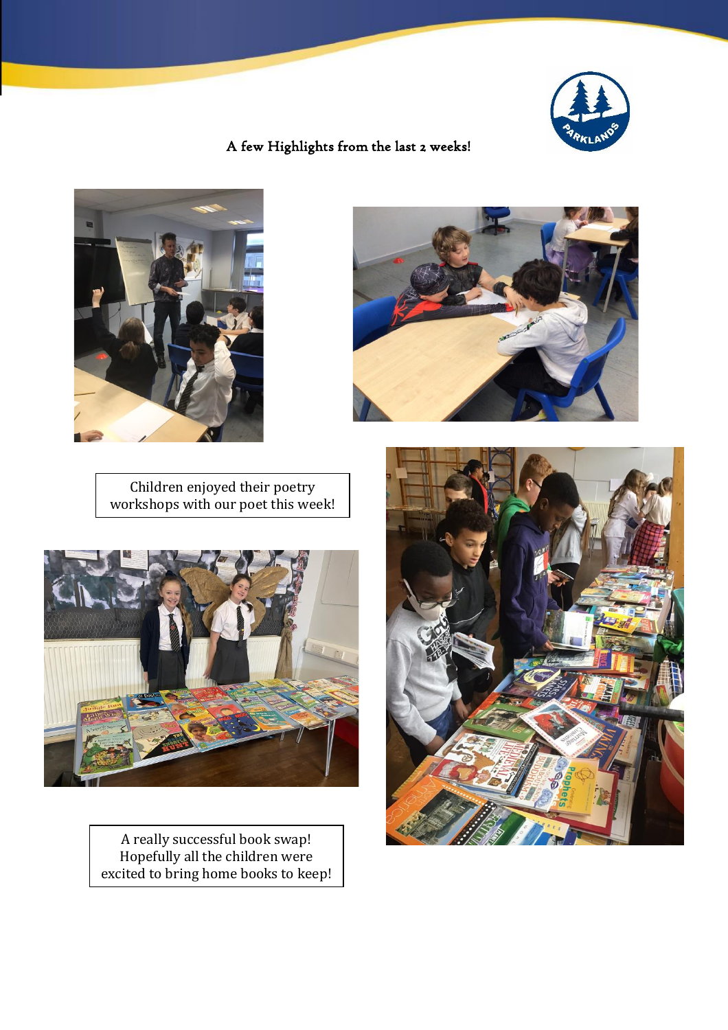A few Highlights from the last 2 weeks!

Children enjoyed their poetry workshops with our poet this week!

A really successful book swap! Hopefully all the children were excited to bring home books to keep!